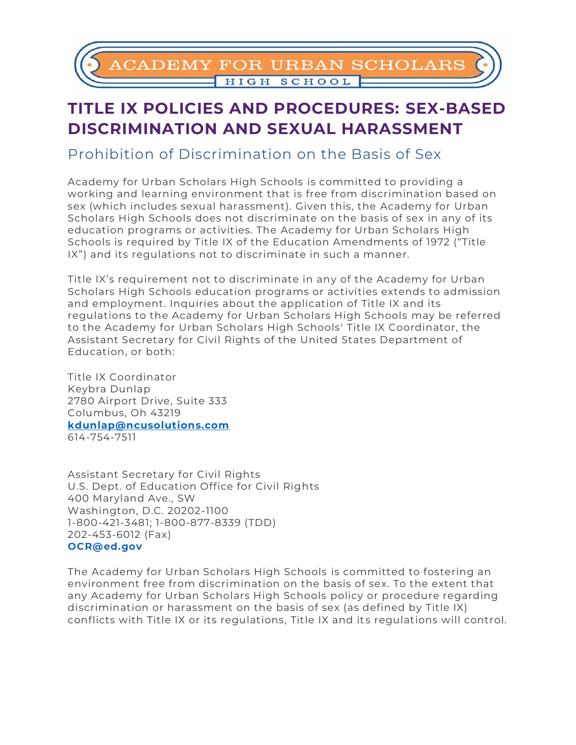ACADEMY FOR URBAN SCHOLARS HIGH SCHOOL

# TITLE IX POLICIES AND PROCEDURES: SEX-BASED DISCRIMINATION AND SEXUAL HARASSMENT

## Prohibition of Discrimination on the Basis of Sex

Academy for Urban Scholars High Schools is committed to providing a working and learning environment that is free from discrimination based on sex (which includes sexual harassment). Given this, the Academy for Urban Scholars High Schools does not discriminate on the basis of sex in any of its education programs or activities. The Academy for Urban Scholars High Schools is required by Title IX of the Education Amendments of 1972 ("Title IX") and its regulations not to discriminate in such a manner.

Title IX's requirement not to discriminate in any of the Academy for Urban Scholars High Schools education programs or activities extends to admission and employment. Inquiries about the application of Title IX and its regulations to the Academy for Urban Scholars High Schools may be referred to the Academy for Urban Scholars High Schools' Title IX Coordinator, the Assistant Secretary for Civil Rights of the United States Department of Education, or both:

Title IX Coordinator
Keybra Dunlap
2780 Airport Drive, Suite 333
Columbus, Oh 43219
**kdunlap@ncusolutions.com**
614-754-7511

Assistant Secretary for Civil Rights
U.S. Dept. of Education Office for Civil Rights
400 Maryland Ave., SW
Washington, D.C. 20202-1100
1-800-421-3481; 1-800-877-8339 (TDD)
202-453-6012 (Fax)
**OCR@ed.gov**

The Academy for Urban Scholars High Schools is committed to fostering an environment free from discrimination on the basis of sex. To the extent that any Academy for Urban Scholars High Schools policy or procedure regarding discrimination or harassment on the basis of sex (as defined by Title IX) conflicts with Title IX or its regulations, Title IX and its regulations will control.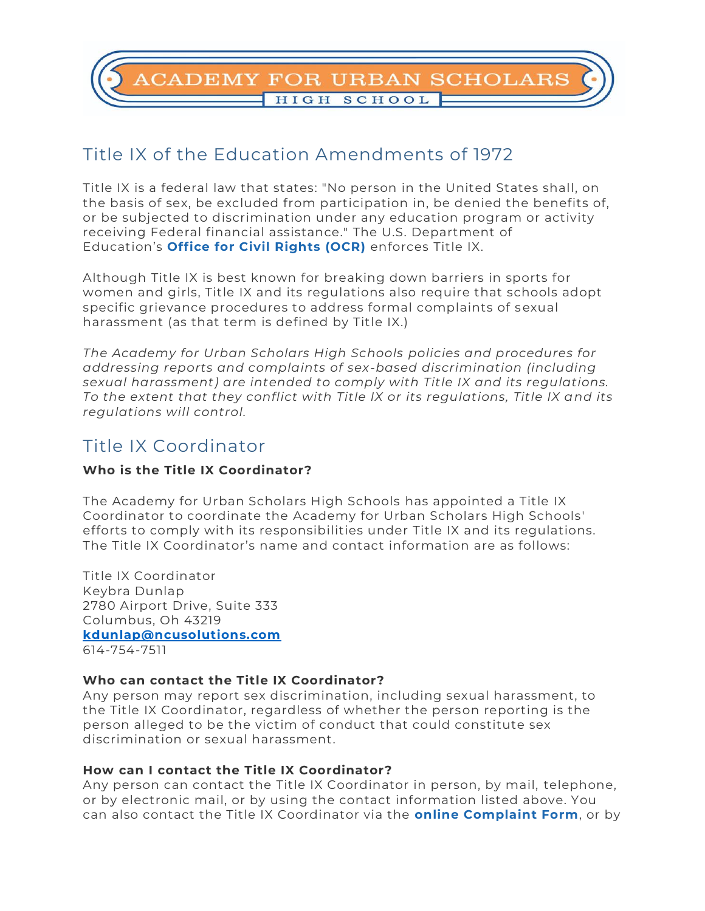# ACADEMY FOR URBAN SCHOLARS HIGH SCHOOL

## Title IX of the Education Amendments of 1972

Title IX is a federal law that states: "No person in the United States shall, on the basis of sex, be excluded from participation in, be denied the benefits of, or be subjected to discrimination under any education program or activity receiving Federal financial assistance." The U.S. Department of Education's **Office for Civil Rights (OCR)** enforces Title IX.

Although Title IX is best known for breaking down barriers in sports for women and girls, Title IX and its regulations also require that schools adopt specific grievance procedures to address formal complaints of sexual harassment (as that term is defined by Title IX.)

*The Academy for Urban Scholars High Schools policies and procedures for addressing reports and complaints of sex-based discrimination (including sexual harassment) are intended to comply with Title IX and its regulations. To the extent that they conflict with Title IX or its regulations, Title IX and its regulations will control.*

## Title IX Coordinator

**Who is the Title IX Coordinator?**

The Academy for Urban Scholars High Schools has appointed a Title IX Coordinator to coordinate the Academy for Urban Scholars High Schools' efforts to comply with its responsibilities under Title IX and its regulations. The Title IX Coordinator's name and contact information are as follows:

Title IX Coordinator
Keybra Dunlap
2780 Airport Drive, Suite 333
Columbus, Oh 43219
**kdunlap@ncusolutions.com**
614-754-7511

**Who can contact the Title IX Coordinator?**
Any person may report sex discrimination, including sexual harassment, to the Title IX Coordinator, regardless of whether the person reporting is the person alleged to be the victim of conduct that could constitute sex discrimination or sexual harassment.

**How can I contact the Title IX Coordinator?**
Any person can contact the Title IX Coordinator in person, by mail, telephone, or by electronic mail, or by using the contact information listed above. You can also contact the Title IX Coordinator via the **online Complaint Form**, or by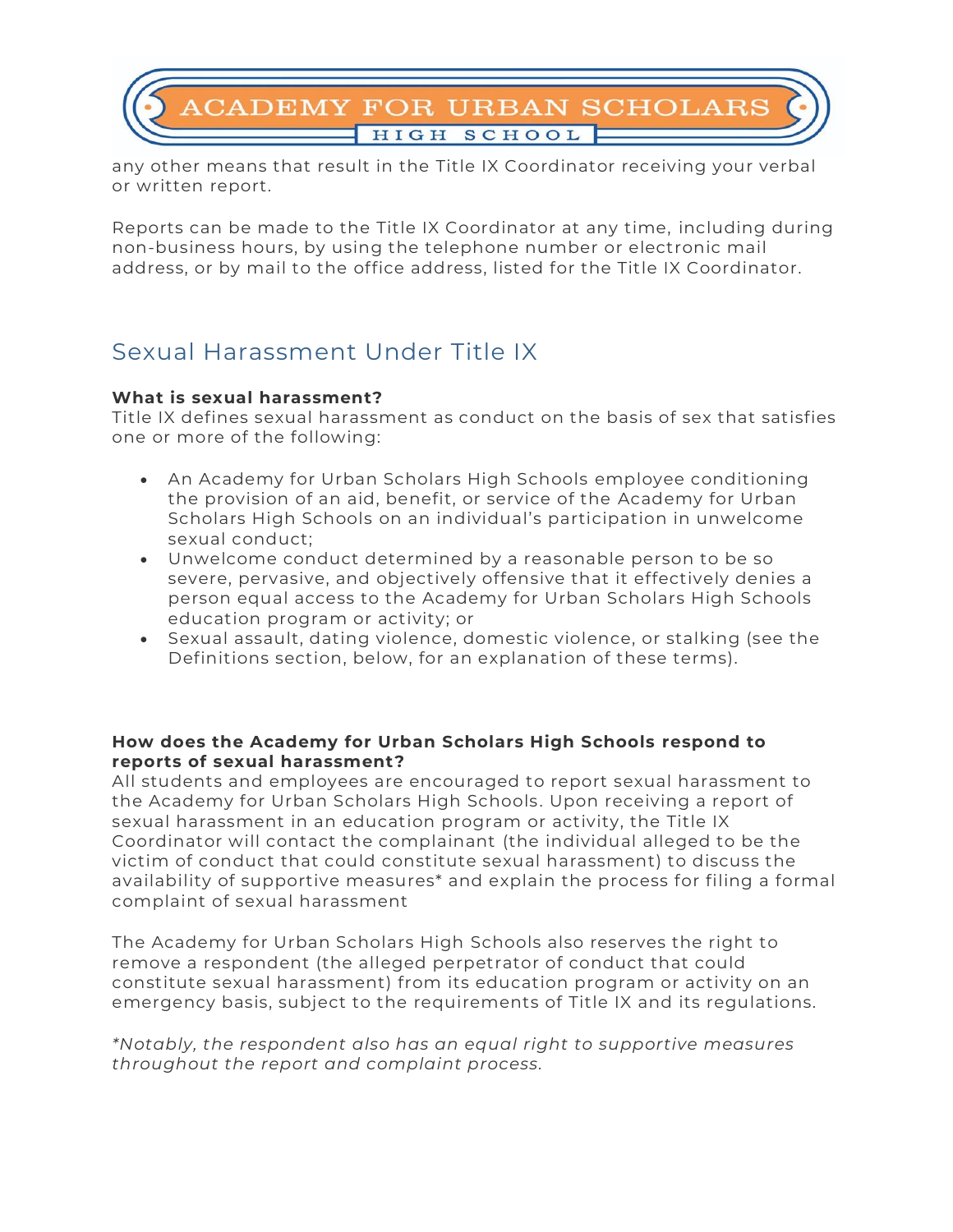any other means that result in the Title IX Coordinator receiving your verbal or written report.

Reports can be made to the Title IX Coordinator at any time, including during non-business hours, by using the telephone number or electronic mail address, or by mail to the office address, listed for the Title IX Coordinator.

## Sexual Harassment Under Title IX

**What is sexual harassment?**
Title IX defines sexual harassment as conduct on the basis of sex that satisfies one or more of the following:

- An Academy for Urban Scholars High Schools employee conditioning the provision of an aid, benefit, or service of the Academy for Urban Scholars High Schools on an individual's participation in unwelcome sexual conduct;
- Unwelcome conduct determined by a reasonable person to be so severe, pervasive, and objectively offensive that it effectively denies a person equal access to the Academy for Urban Scholars High Schools education program or activity; or
- Sexual assault, dating violence, domestic violence, or stalking (see the Definitions section, below, for an explanation of these terms).

**How does the Academy for Urban Scholars High Schools respond to reports of sexual harassment?**
All students and employees are encouraged to report sexual harassment to the Academy for Urban Scholars High Schools. Upon receiving a report of sexual harassment in an education program or activity, the Title IX Coordinator will contact the complainant (the individual alleged to be the victim of conduct that could constitute sexual harassment) to discuss the availability of supportive measures* and explain the process for filing a formal complaint of sexual harassment

The Academy for Urban Scholars High Schools also reserves the right to remove a respondent (the alleged perpetrator of conduct that could constitute sexual harassment) from its education program or activity on an emergency basis, subject to the requirements of Title IX and its regulations.

*\*Notably, the respondent also has an equal right to supportive measures throughout the report and complaint process.*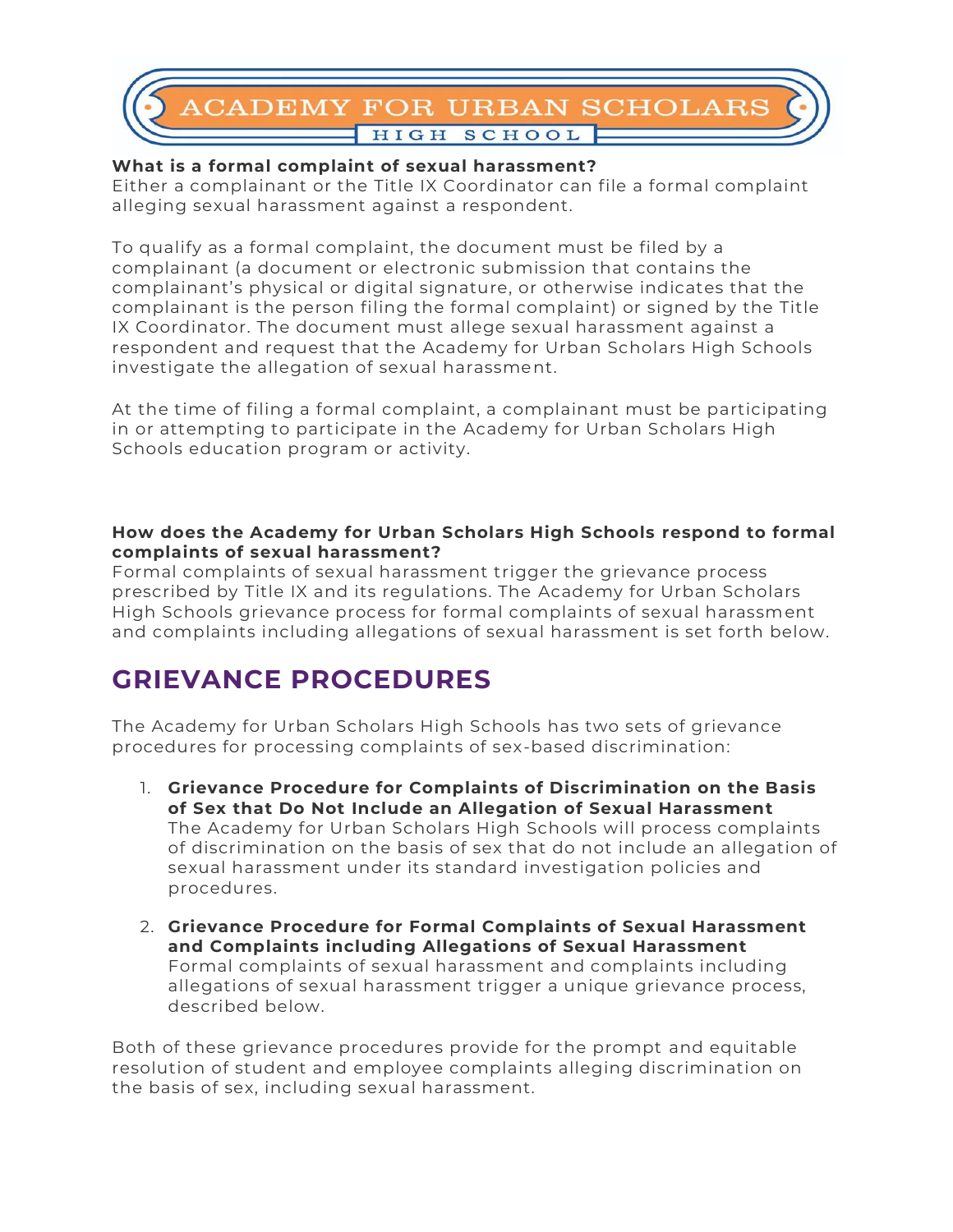**What is a formal complaint of sexual harassment?**
Either a complainant or the Title IX Coordinator can file a formal complaint alleging sexual harassment against a respondent.

To qualify as a formal complaint, the document must be filed by a complainant (a document or electronic submission that contains the complainant's physical or digital signature, or otherwise indicates that the complainant is the person filing the formal complaint) or signed by the Title IX Coordinator. The document must allege sexual harassment against a respondent and request that the Academy for Urban Scholars High Schools investigate the allegation of sexual harassment.

At the time of filing a formal complaint, a complainant must be participating in or attempting to participate in the Academy for Urban Scholars High Schools education program or activity.

**How does the Academy for Urban Scholars High Schools respond to formal complaints of sexual harassment?**
Formal complaints of sexual harassment trigger the grievance process prescribed by Title IX and its regulations. The Academy for Urban Scholars High Schools grievance process for formal complaints of sexual harassment and complaints including allegations of sexual harassment is set forth below.

## GRIEVANCE PROCEDURES

The Academy for Urban Scholars High Schools has two sets of grievance procedures for processing complaints of sex-based discrimination:

1. **Grievance Procedure for Complaints of Discrimination on the Basis of Sex that Do Not Include an Allegation of Sexual Harassment**
   The Academy for Urban Scholars High Schools will process complaints of discrimination on the basis of sex that do not include an allegation of sexual harassment under its standard investigation policies and procedures.

2. **Grievance Procedure for Formal Complaints of Sexual Harassment and Complaints including Allegations of Sexual Harassment**
   Formal complaints of sexual harassment and complaints including allegations of sexual harassment trigger a unique grievance process, described below.

Both of these grievance procedures provide for the prompt and equitable resolution of student and employee complaints alleging discrimination on the basis of sex, including sexual harassment.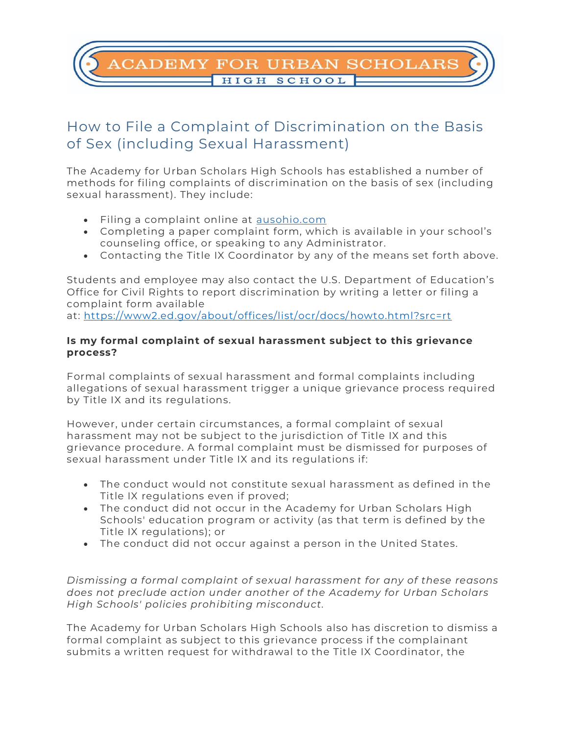ACADEMY FOR URBAN SCHOLARS HIGH SCHOOL

## How to File a Complaint of Discrimination on the Basis of Sex (including Sexual Harassment)

The Academy for Urban Scholars High Schools has established a number of methods for filing complaints of discrimination on the basis of sex (including sexual harassment). They include:

- Filing a complaint online at [ausohio.com](ausohio.com)
- Completing a paper complaint form, which is available in your school's counseling office, or speaking to any Administrator.
- Contacting the Title IX Coordinator by any of the means set forth above.

Students and employee may also contact the U.S. Department of Education's Office for Civil Rights to report discrimination by writing a letter or filing a complaint form available at: [https://www2.ed.gov/about/offices/list/ocr/docs/howto.html?src=rt](https://www2.ed.gov/about/offices/list/ocr/docs/howto.html?src=rt)

**Is my formal complaint of sexual harassment subject to this grievance process?**

Formal complaints of sexual harassment and formal complaints including allegations of sexual harassment trigger a unique grievance process required by Title IX and its regulations.

However, under certain circumstances, a formal complaint of sexual harassment may not be subject to the jurisdiction of Title IX and this grievance procedure. A formal complaint must be dismissed for purposes of sexual harassment under Title IX and its regulations if:

- The conduct would not constitute sexual harassment as defined in the Title IX regulations even if proved;
- The conduct did not occur in the Academy for Urban Scholars High Schools' education program or activity (as that term is defined by the Title IX regulations); or
- The conduct did not occur against a person in the United States.

*Dismissing a formal complaint of sexual harassment for any of these reasons does not preclude action under another of the Academy for Urban Scholars High Schools' policies prohibiting misconduct.*

The Academy for Urban Scholars High Schools also has discretion to dismiss a formal complaint as subject to this grievance process if the complainant submits a written request for withdrawal to the Title IX Coordinator, the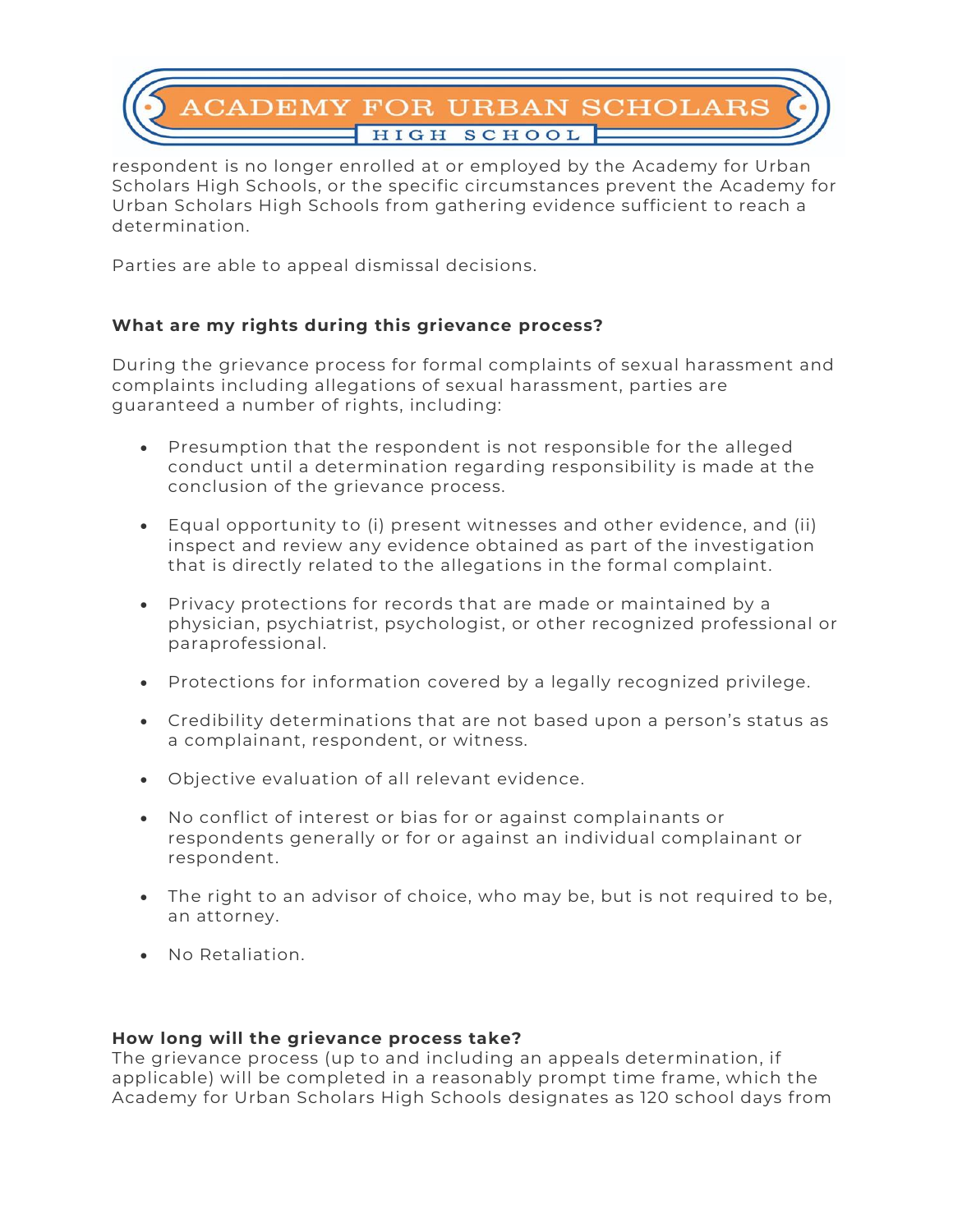respondent is no longer enrolled at or employed by the Academy for Urban Scholars High Schools, or the specific circumstances prevent the Academy for Urban Scholars High Schools from gathering evidence sufficient to reach a determination.

Parties are able to appeal dismissal decisions.

**What are my rights during this grievance process?**

During the grievance process for formal complaints of sexual harassment and complaints including allegations of sexual harassment, parties are guaranteed a number of rights, including:

- Presumption that the respondent is not responsible for the alleged conduct until a determination regarding responsibility is made at the conclusion of the grievance process.
- Equal opportunity to (i) present witnesses and other evidence, and (ii) inspect and review any evidence obtained as part of the investigation that is directly related to the allegations in the formal complaint.
- Privacy protections for records that are made or maintained by a physician, psychiatrist, psychologist, or other recognized professional or paraprofessional.
- Protections for information covered by a legally recognized privilege.
- Credibility determinations that are not based upon a person's status as a complainant, respondent, or witness.
- Objective evaluation of all relevant evidence.
- No conflict of interest or bias for or against complainants or respondents generally or for or against an individual complainant or respondent.
- The right to an advisor of choice, who may be, but is not required to be, an attorney.
- No Retaliation.

**How long will the grievance process take?**

The grievance process (up to and including an appeals determination, if applicable) will be completed in a reasonably prompt time frame, which the Academy for Urban Scholars High Schools designates as 120 school days from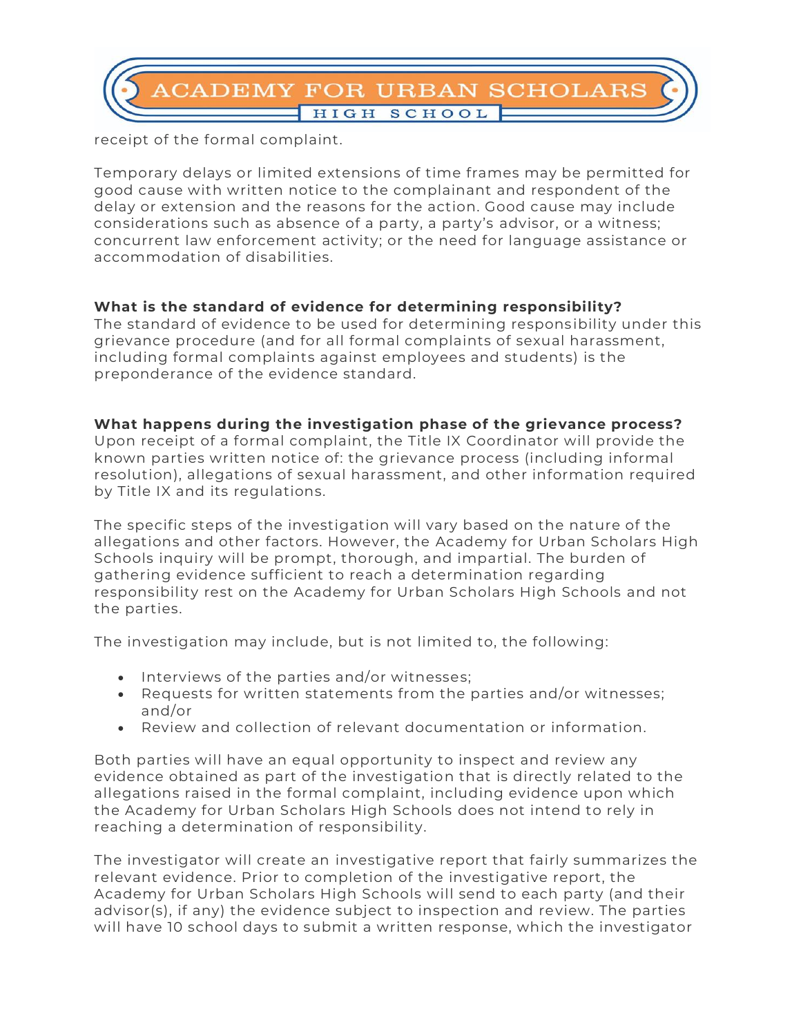receipt of the formal complaint.

Temporary delays or limited extensions of time frames may be permitted for good cause with written notice to the complainant and respondent of the delay or extension and the reasons for the action. Good cause may include considerations such as absence of a party, a party's advisor, or a witness; concurrent law enforcement activity; or the need for language assistance or accommodation of disabilities.

**What is the standard of evidence for determining responsibility?**

The standard of evidence to be used for determining responsibility under this grievance procedure (and for all formal complaints of sexual harassment, including formal complaints against employees and students) is the preponderance of the evidence standard.

**What happens during the investigation phase of the grievance process?**

Upon receipt of a formal complaint, the Title IX Coordinator will provide the known parties written notice of: the grievance process (including informal resolution), allegations of sexual harassment, and other information required by Title IX and its regulations.

The specific steps of the investigation will vary based on the nature of the allegations and other factors. However, the Academy for Urban Scholars High Schools inquiry will be prompt, thorough, and impartial. The burden of gathering evidence sufficient to reach a determination regarding responsibility rest on the Academy for Urban Scholars High Schools and not the parties.

The investigation may include, but is not limited to, the following:

- Interviews of the parties and/or witnesses;
- Requests for written statements from the parties and/or witnesses; and/or
- Review and collection of relevant documentation or information.

Both parties will have an equal opportunity to inspect and review any evidence obtained as part of the investigation that is directly related to the allegations raised in the formal complaint, including evidence upon which the Academy for Urban Scholars High Schools does not intend to rely in reaching a determination of responsibility.

The investigator will create an investigative report that fairly summarizes the relevant evidence. Prior to completion of the investigative report, the Academy for Urban Scholars High Schools will send to each party (and their advisor(s), if any) the evidence subject to inspection and review. The parties will have 10 school days to submit a written response, which the investigator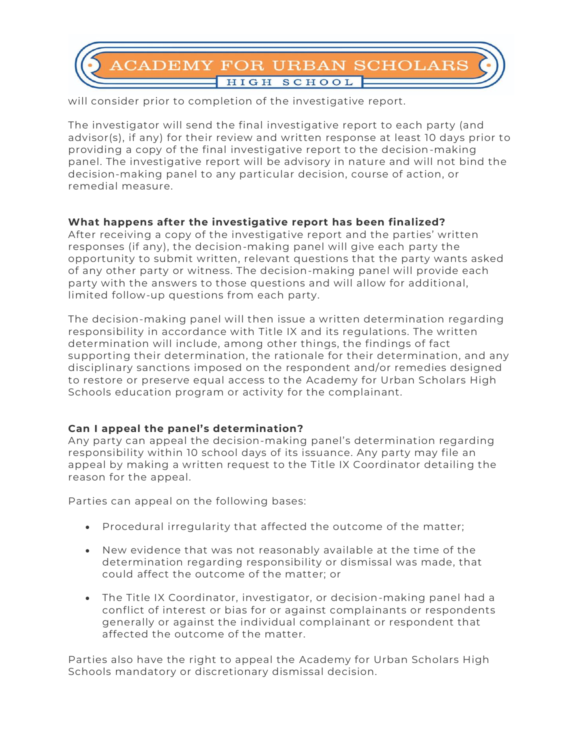will consider prior to completion of the investigative report.

The investigator will send the final investigative report to each party (and advisor(s), if any) for their review and written response at least 10 days prior to providing a copy of the final investigative report to the decision-making panel. The investigative report will be advisory in nature and will not bind the decision-making panel to any particular decision, course of action, or remedial measure.

**What happens after the investigative report has been finalized?**
After receiving a copy of the investigative report and the parties' written responses (if any), the decision-making panel will give each party the opportunity to submit written, relevant questions that the party wants asked of any other party or witness. The decision-making panel will provide each party with the answers to those questions and will allow for additional, limited follow-up questions from each party.

The decision-making panel will then issue a written determination regarding responsibility in accordance with Title IX and its regulations. The written determination will include, among other things, the findings of fact supporting their determination, the rationale for their determination, and any disciplinary sanctions imposed on the respondent and/or remedies designed to restore or preserve equal access to the Academy for Urban Scholars High Schools education program or activity for the complainant.

**Can I appeal the panel's determination?**
Any party can appeal the decision-making panel's determination regarding responsibility within 10 school days of its issuance. Any party may file an appeal by making a written request to the Title IX Coordinator detailing the reason for the appeal.

Parties can appeal on the following bases:

- Procedural irregularity that affected the outcome of the matter;
- New evidence that was not reasonably available at the time of the determination regarding responsibility or dismissal was made, that could affect the outcome of the matter; or
- The Title IX Coordinator, investigator, or decision-making panel had a conflict of interest or bias for or against complainants or respondents generally or against the individual complainant or respondent that affected the outcome of the matter.

Parties also have the right to appeal the Academy for Urban Scholars High Schools mandatory or discretionary dismissal decision.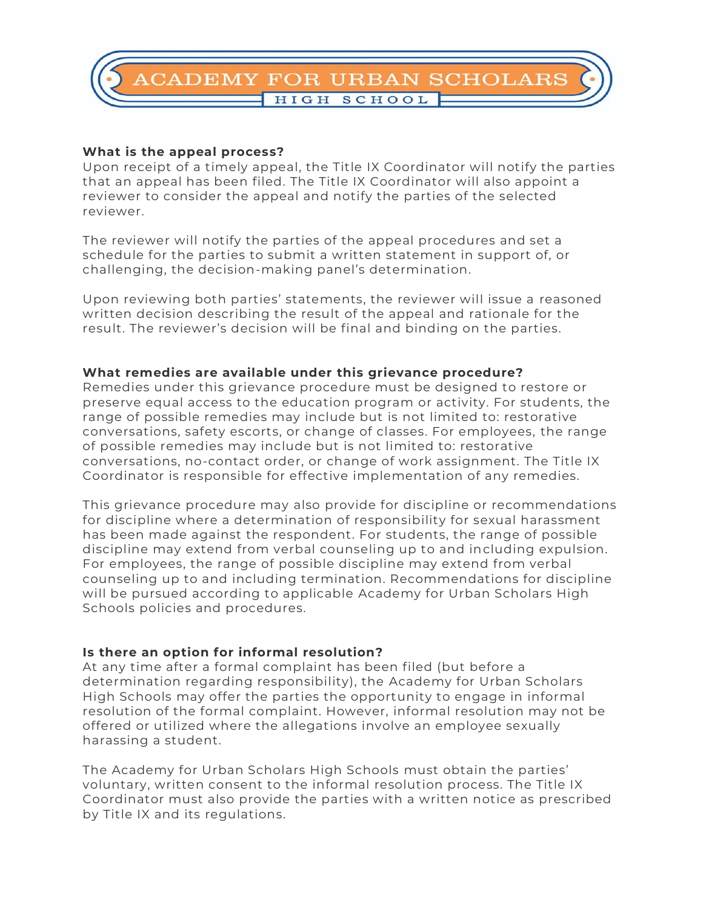### What is the appeal process?

Upon receipt of a timely appeal, the Title IX Coordinator will notify the parties that an appeal has been filed. The Title IX Coordinator will also appoint a reviewer to consider the appeal and notify the parties of the selected reviewer.

The reviewer will notify the parties of the appeal procedures and set a schedule for the parties to submit a written statement in support of, or challenging, the decision-making panel's determination.

Upon reviewing both parties' statements, the reviewer will issue a reasoned written decision describing the result of the appeal and rationale for the result. The reviewer's decision will be final and binding on the parties.

### What remedies are available under this grievance procedure?

Remedies under this grievance procedure must be designed to restore or preserve equal access to the education program or activity. For students, the range of possible remedies may include but is not limited to: restorative conversations, safety escorts, or change of classes. For employees, the range of possible remedies may include but is not limited to: restorative conversations, no-contact order, or change of work assignment. The Title IX Coordinator is responsible for effective implementation of any remedies.

This grievance procedure may also provide for discipline or recommendations for discipline where a determination of responsibility for sexual harassment has been made against the respondent. For students, the range of possible discipline may extend from verbal counseling up to and including expulsion. For employees, the range of possible discipline may extend from verbal counseling up to and including termination. Recommendations for discipline will be pursued according to applicable Academy for Urban Scholars High Schools policies and procedures.

### Is there an option for informal resolution?

At any time after a formal complaint has been filed (but before a determination regarding responsibility), the Academy for Urban Scholars High Schools may offer the parties the opportunity to engage in informal resolution of the formal complaint. However, informal resolution may not be offered or utilized where the allegations involve an employee sexually harassing a student.

The Academy for Urban Scholars High Schools must obtain the parties' voluntary, written consent to the informal resolution process. The Title IX Coordinator must also provide the parties with a written notice as prescribed by Title IX and its regulations.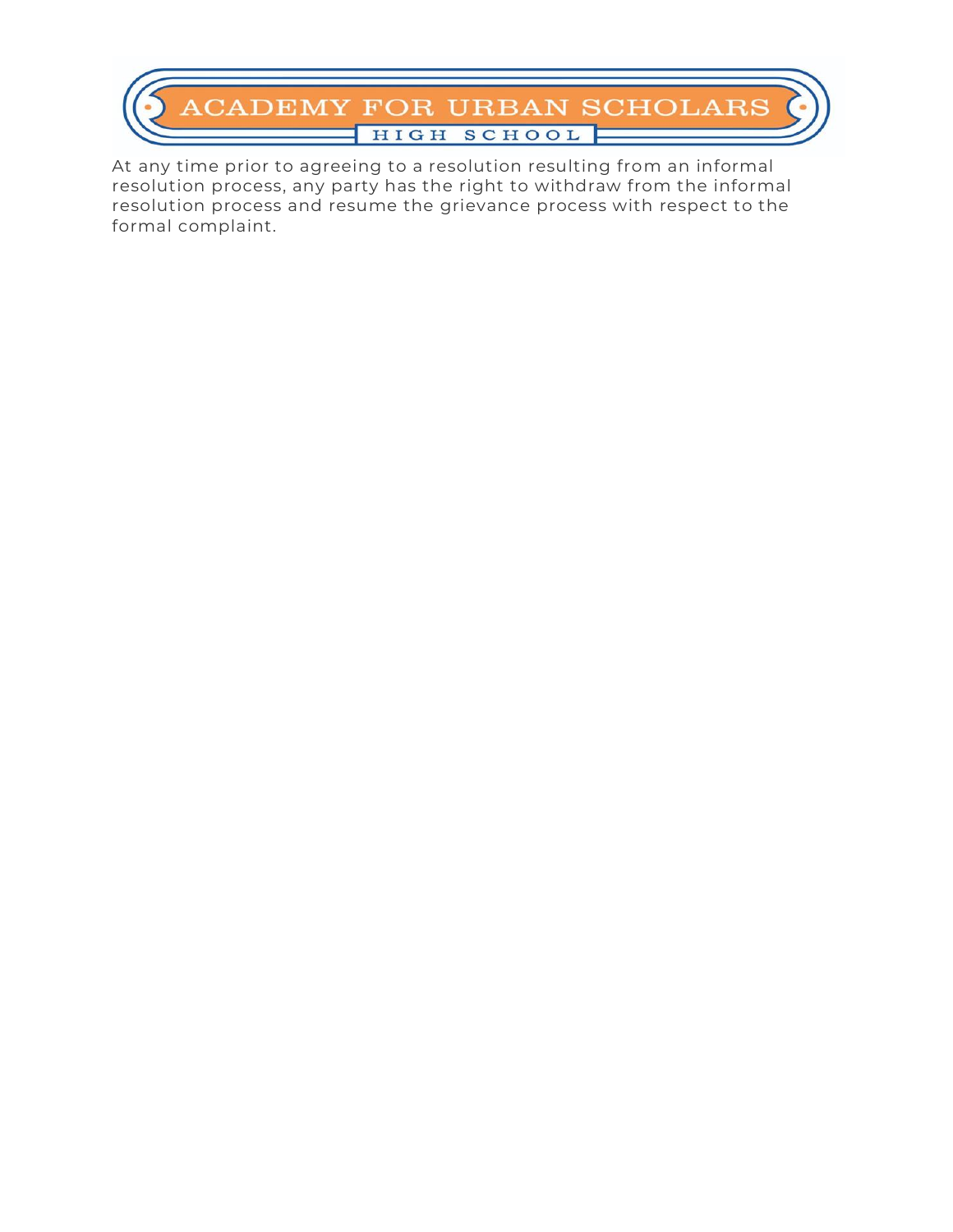At any time prior to agreeing to a resolution resulting from an informal resolution process, any party has the right to withdraw from the informal resolution process and resume the grievance process with respect to the formal complaint.